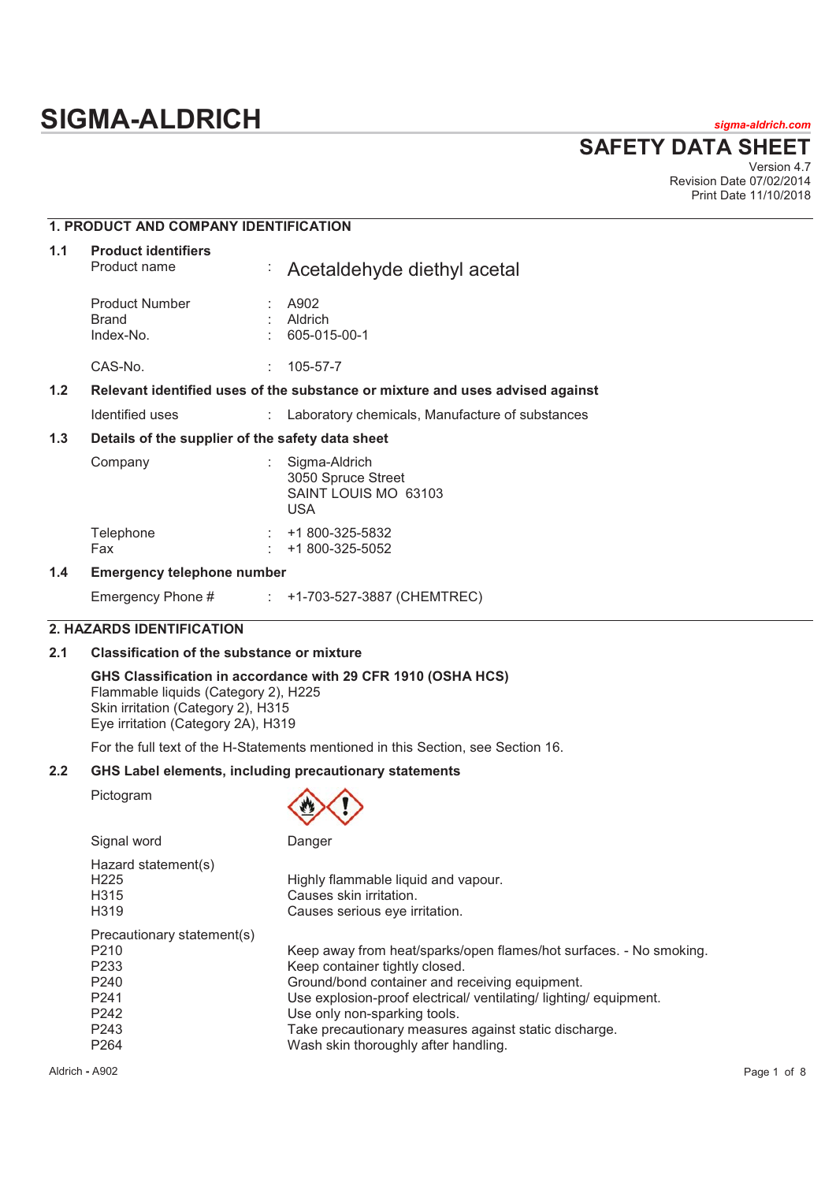# SIGMA-ALDRICH

*sigma-aldrich.com*

## SAFETY DATA SHEET

Version 4.7
Revision Date 07/02/2014
Print Date 11/10/2018

## 1. PRODUCT AND COMPANY IDENTIFICATION

### 1.1 Product identifiers

| | | |
|---|---|---|
| Product name | : | Acetaldehyde diethyl acetal |
| Product Number | : | A902 |
| Brand | : | Aldrich |
| Index-No. | : | 605-015-00-1 |
| CAS-No. | : | 105-57-7 |

### 1.2 Relevant identified uses of the substance or mixture and uses advised against

| | | |
|---|---|---|
| Identified uses | : | Laboratory chemicals, Manufacture of substances |

### 1.3 Details of the supplier of the safety data sheet

| | | |
|---|---|---|
| Company | : | Sigma-Aldrich<br>3050 Spruce Street<br>SAINT LOUIS MO 63103<br>USA |
| Telephone | : | +1 800-325-5832 |
| Fax | : | +1 800-325-5052 |

### 1.4 Emergency telephone number

| | | |
|---|---|---|
| Emergency Phone # | : | +1-703-527-3887 (CHEMTREC) |

## 2. HAZARDS IDENTIFICATION

### 2.1 Classification of the substance or mixture

**GHS Classification in accordance with 29 CFR 1910 (OSHA HCS)**
Flammable liquids (Category 2), H225
Skin irritation (Category 2), H315
Eye irritation (Category 2A), H319

For the full text of the H-Statements mentioned in this Section, see Section 16.

### 2.2 GHS Label elements, including precautionary statements

Pictogram

Signal word: Danger

Hazard statement(s)

| | |
|---|---|
| H225 | Highly flammable liquid and vapour. |
| H315 | Causes skin irritation. |
| H319 | Causes serious eye irritation. |

Precautionary statement(s)

| | |
|---|---|
| P210 | Keep away from heat/sparks/open flames/hot surfaces. - No smoking. |
| P233 | Keep container tightly closed. |
| P240 | Ground/bond container and receiving equipment. |
| P241 | Use explosion-proof electrical/ ventilating/ lighting/ equipment. |
| P242 | Use only non-sparking tools. |
| P243 | Take precautionary measures against static discharge. |
| P264 | Wash skin thoroughly after handling. |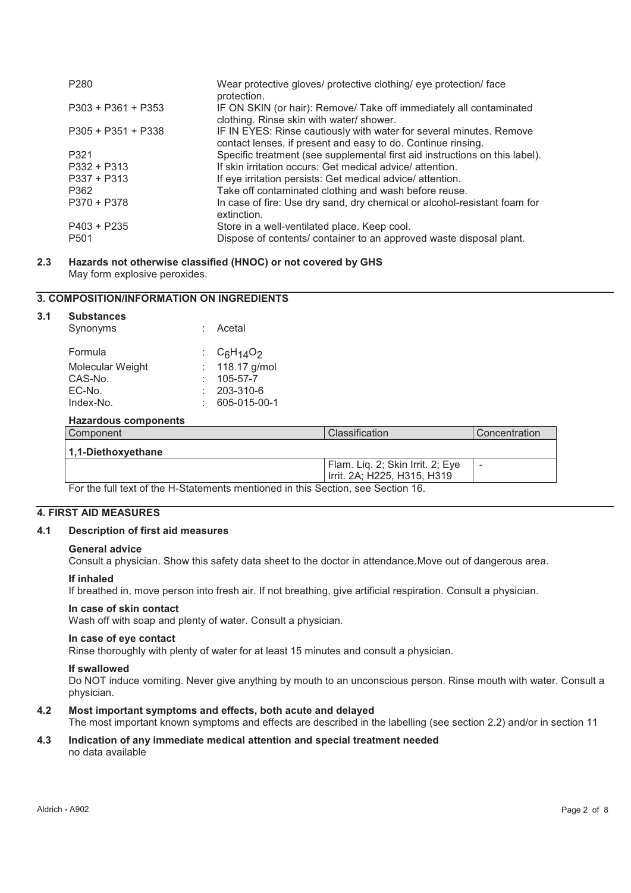| | |
|---|---|
| P280 | Wear protective gloves/ protective clothing/ eye protection/ face protection. |
| P303 + P361 + P353 | IF ON SKIN (or hair): Remove/ Take off immediately all contaminated clothing. Rinse skin with water/ shower. |
| P305 + P351 + P338 | IF IN EYES: Rinse cautiously with water for several minutes. Remove contact lenses, if present and easy to do. Continue rinsing. |
| P321 | Specific treatment (see supplemental first aid instructions on this label). |
| P332 + P313 | If skin irritation occurs: Get medical advice/ attention. |
| P337 + P313 | If eye irritation persists: Get medical advice/ attention. |
| P362 | Take off contaminated clothing and wash before reuse. |
| P370 + P378 | In case of fire: Use dry sand, dry chemical or alcohol-resistant foam for extinction. |
| P403 + P235 | Store in a well-ventilated place. Keep cool. |
| P501 | Dispose of contents/ container to an approved waste disposal plant. |

### 2.3 Hazards not otherwise classified (HNOC) or not covered by GHS

May form explosive peroxides.

## 3. COMPOSITION/INFORMATION ON INGREDIENTS

### 3.1 Substances

| | | |
|---|---|---|
| Synonyms | : | Acetal |
| Formula | : | $C_6H_{14}O_2$ |
| Molecular Weight | : | 118.17 g/mol |
| CAS-No. | : | 105-57-7 |
| EC-No. | : | 203-310-6 |
| Index-No. | : | 605-015-00-1 |

**Hazardous components**

| Component | Classification | Concentration |
|---|---|---|
| **1,1-Diethoxyethane** | | |
| | Flam. Liq. 2; Skin Irrit. 2; Eye Irrit. 2A; H225, H315, H319 | - |

For the full text of the H-Statements mentioned in this Section, see Section 16.

## 4. FIRST AID MEASURES

### 4.1 Description of first aid measures

**General advice**

Consult a physician. Show this safety data sheet to the doctor in attendance.Move out of dangerous area.

**If inhaled**

If breathed in, move person into fresh air. If not breathing, give artificial respiration. Consult a physician.

**In case of skin contact**

Wash off with soap and plenty of water. Consult a physician.

**In case of eye contact**

Rinse thoroughly with plenty of water for at least 15 minutes and consult a physician.

**If swallowed**

Do NOT induce vomiting. Never give anything by mouth to an unconscious person. Rinse mouth with water. Consult a physician.

### 4.2 Most important symptoms and effects, both acute and delayed

The most important known symptoms and effects are described in the labelling (see section 2.2) and/or in section 11

### 4.3 Indication of any immediate medical attention and special treatment needed

no data available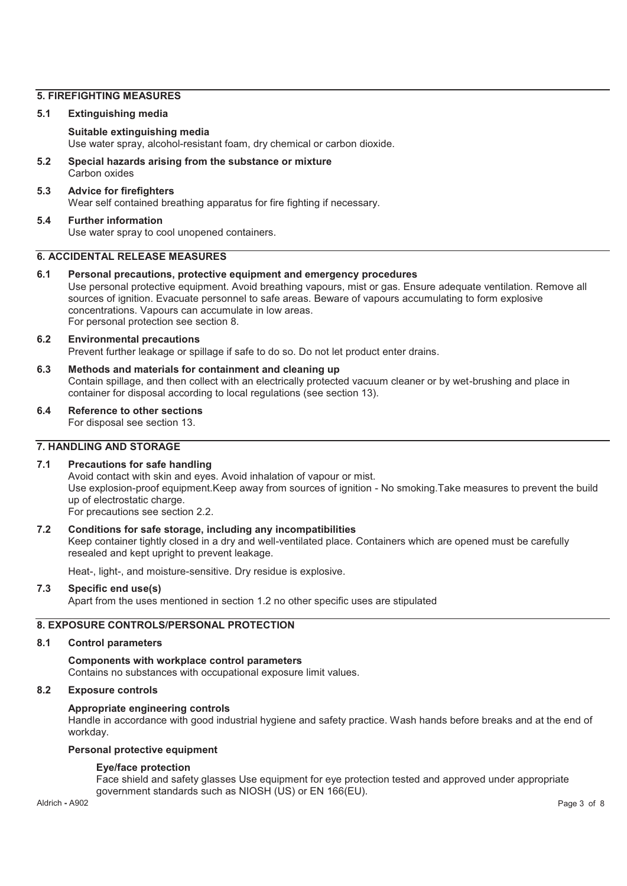## 5. FIREFIGHTING MEASURES

### 5.1 Extinguishing media

**Suitable extinguishing media**

Use water spray, alcohol-resistant foam, dry chemical or carbon dioxide.

### 5.2 Special hazards arising from the substance or mixture

Carbon oxides

### 5.3 Advice for firefighters

Wear self contained breathing apparatus for fire fighting if necessary.

### 5.4 Further information

Use water spray to cool unopened containers.

## 6. ACCIDENTAL RELEASE MEASURES

### 6.1 Personal precautions, protective equipment and emergency procedures

Use personal protective equipment. Avoid breathing vapours, mist or gas. Ensure adequate ventilation. Remove all sources of ignition. Evacuate personnel to safe areas. Beware of vapours accumulating to form explosive concentrations. Vapours can accumulate in low areas.
For personal protection see section 8.

### 6.2 Environmental precautions

Prevent further leakage or spillage if safe to do so. Do not let product enter drains.

### 6.3 Methods and materials for containment and cleaning up

Contain spillage, and then collect with an electrically protected vacuum cleaner or by wet-brushing and place in container for disposal according to local regulations (see section 13).

### 6.4 Reference to other sections

For disposal see section 13.

## 7. HANDLING AND STORAGE

### 7.1 Precautions for safe handling

Avoid contact with skin and eyes. Avoid inhalation of vapour or mist.
Use explosion-proof equipment.Keep away from sources of ignition - No smoking.Take measures to prevent the build up of electrostatic charge.
For precautions see section 2.2.

### 7.2 Conditions for safe storage, including any incompatibilities

Keep container tightly closed in a dry and well-ventilated place. Containers which are opened must be carefully resealed and kept upright to prevent leakage.

Heat-, light-, and moisture-sensitive. Dry residue is explosive.

### 7.3 Specific end use(s)

Apart from the uses mentioned in section 1.2 no other specific uses are stipulated

## 8. EXPOSURE CONTROLS/PERSONAL PROTECTION

### 8.1 Control parameters

**Components with workplace control parameters**

Contains no substances with occupational exposure limit values.

### 8.2 Exposure controls

**Appropriate engineering controls**

Handle in accordance with good industrial hygiene and safety practice. Wash hands before breaks and at the end of workday.

**Personal protective equipment**

**Eye/face protection**

Face shield and safety glasses Use equipment for eye protection tested and approved under appropriate government standards such as NIOSH (US) or EN 166(EU).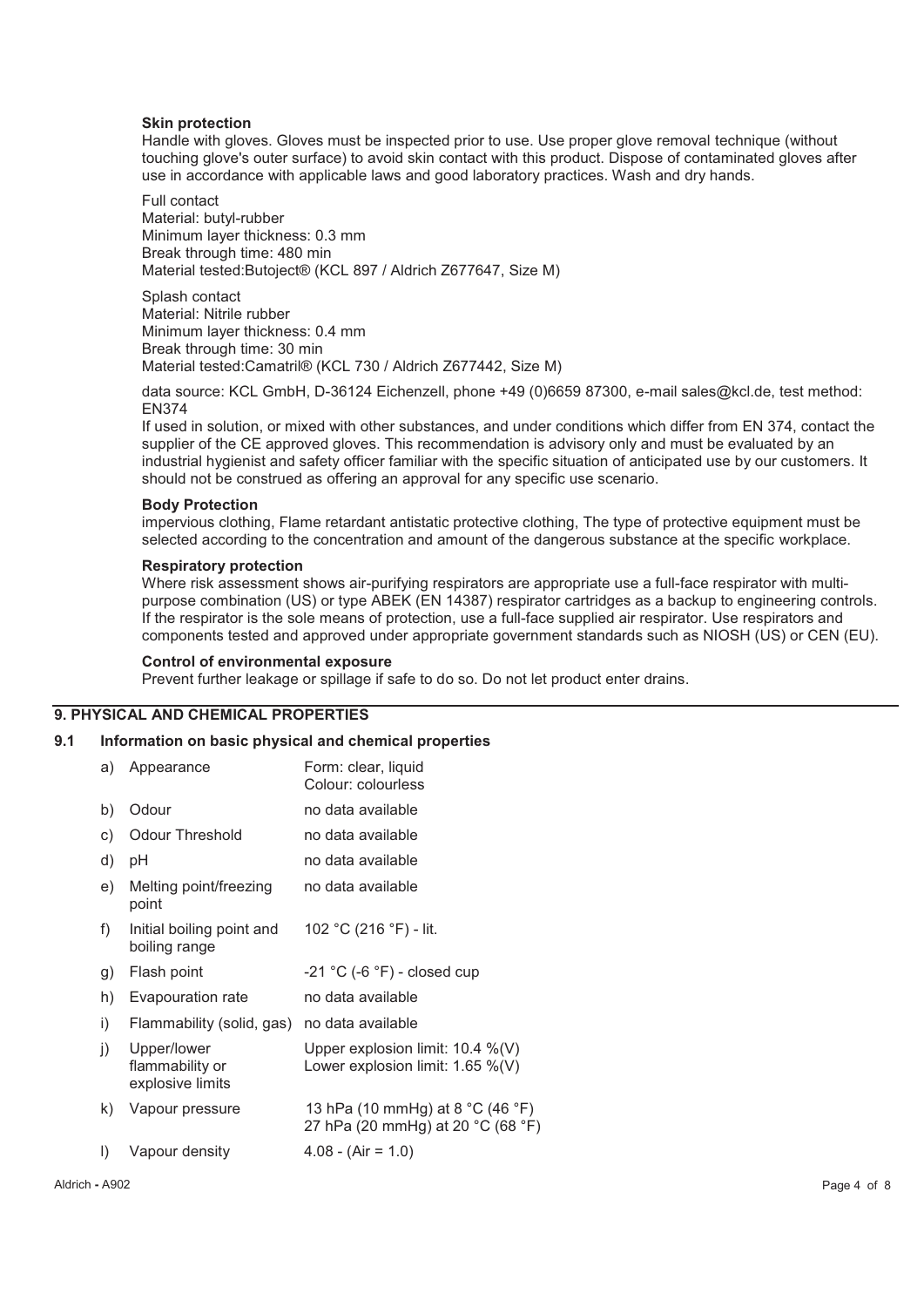**Skin protection**

Handle with gloves. Gloves must be inspected prior to use. Use proper glove removal technique (without touching glove's outer surface) to avoid skin contact with this product. Dispose of contaminated gloves after use in accordance with applicable laws and good laboratory practices. Wash and dry hands.

Full contact
Material: butyl-rubber
Minimum layer thickness: 0.3 mm
Break through time: 480 min
Material tested:Butoject® (KCL 897 / Aldrich Z677647, Size M)

Splash contact
Material: Nitrile rubber
Minimum layer thickness: 0.4 mm
Break through time: 30 min
Material tested:Camatril® (KCL 730 / Aldrich Z677442, Size M)

data source: KCL GmbH, D-36124 Eichenzell, phone +49 (0)6659 87300, e-mail sales@kcl.de, test method: EN374
If used in solution, or mixed with other substances, and under conditions which differ from EN 374, contact the supplier of the CE approved gloves. This recommendation is advisory only and must be evaluated by an industrial hygienist and safety officer familiar with the specific situation of anticipated use by our customers. It should not be construed as offering an approval for any specific use scenario.

**Body Protection**

impervious clothing, Flame retardant antistatic protective clothing, The type of protective equipment must be selected according to the concentration and amount of the dangerous substance at the specific workplace.

**Respiratory protection**

Where risk assessment shows air-purifying respirators are appropriate use a full-face respirator with multi-purpose combination (US) or type ABEK (EN 14387) respirator cartridges as a backup to engineering controls. If the respirator is the sole means of protection, use a full-face supplied air respirator. Use respirators and components tested and approved under appropriate government standards such as NIOSH (US) or CEN (EU).

**Control of environmental exposure**

Prevent further leakage or spillage if safe to do so. Do not let product enter drains.

## 9. PHYSICAL AND CHEMICAL PROPERTIES

### 9.1 Information on basic physical and chemical properties

| | Property | Value |
|---|---|---|
| a) | Appearance | Form: clear, liquid<br>Colour: colourless |
| b) | Odour | no data available |
| c) | Odour Threshold | no data available |
| d) | pH | no data available |
| e) | Melting point/freezing point | no data available |
| f) | Initial boiling point and boiling range | 102 °C (216 °F) - lit. |
| g) | Flash point | -21 °C (-6 °F) - closed cup |
| h) | Evapouration rate | no data available |
| i) | Flammability (solid, gas) | no data available |
| j) | Upper/lower flammability or explosive limits | Upper explosion limit: 10.4 %(V)<br>Lower explosion limit: 1.65 %(V) |
| k) | Vapour pressure | 13 hPa (10 mmHg) at 8 °C (46 °F)<br>27 hPa (20 mmHg) at 20 °C (68 °F) |
| l) | Vapour density | 4.08 - (Air = 1.0) |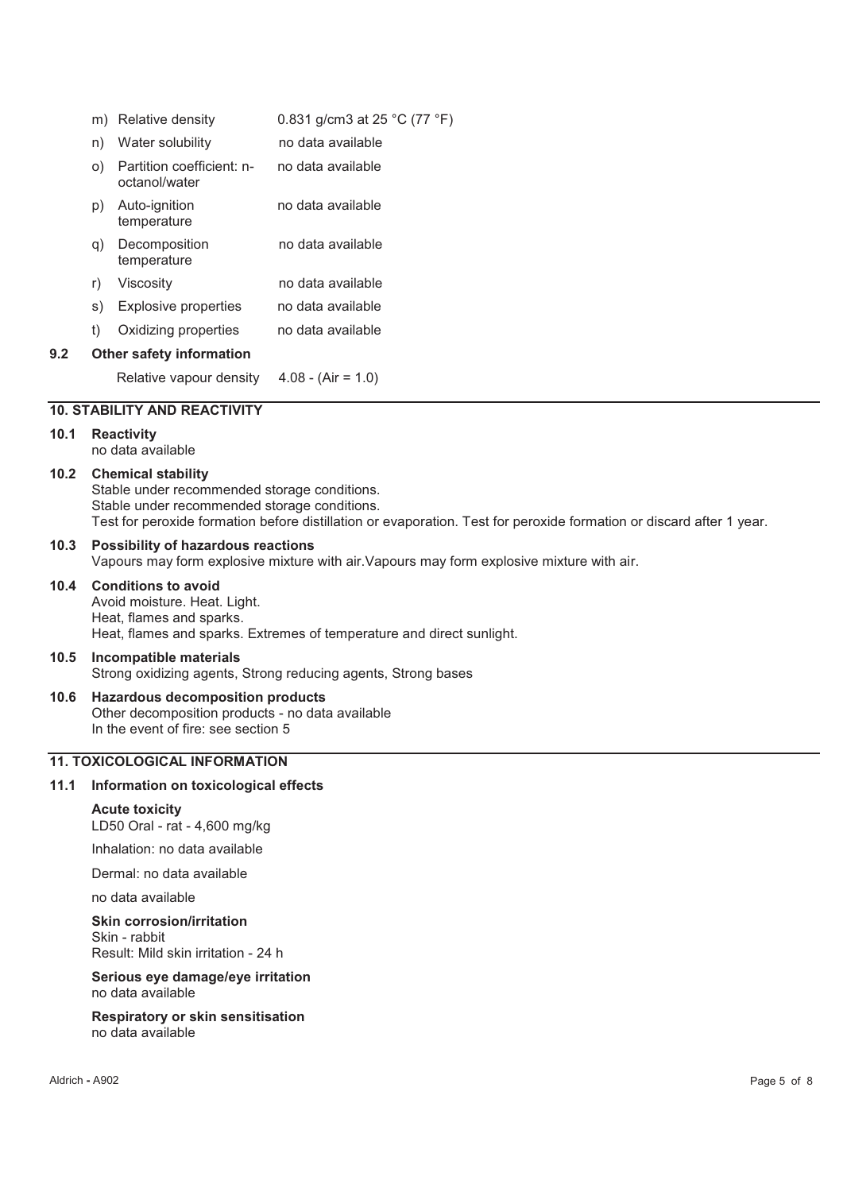| | | |
|---|---|---|
| m) | Relative density | 0.831 g/cm3 at 25 °C (77 °F) |
| n) | Water solubility | no data available |
| o) | Partition coefficient: n-octanol/water | no data available |
| p) | Auto-ignition temperature | no data available |
| q) | Decomposition temperature | no data available |
| r) | Viscosity | no data available |
| s) | Explosive properties | no data available |
| t) | Oxidizing properties | no data available |

### 9.2 Other safety information

Relative vapour density 4.08 - (Air = 1.0)

## 10. STABILITY AND REACTIVITY

### 10.1 Reactivity

no data available

### 10.2 Chemical stability

Stable under recommended storage conditions.
Stable under recommended storage conditions.
Test for peroxide formation before distillation or evaporation. Test for peroxide formation or discard after 1 year.

### 10.3 Possibility of hazardous reactions

Vapours may form explosive mixture with air.Vapours may form explosive mixture with air.

### 10.4 Conditions to avoid

Avoid moisture. Heat. Light.
Heat, flames and sparks.
Heat, flames and sparks. Extremes of temperature and direct sunlight.

### 10.5 Incompatible materials

Strong oxidizing agents, Strong reducing agents, Strong bases

### 10.6 Hazardous decomposition products

Other decomposition products - no data available
In the event of fire: see section 5

## 11. TOXICOLOGICAL INFORMATION

### 11.1 Information on toxicological effects

**Acute toxicity**
LD50 Oral - rat - 4,600 mg/kg

Inhalation: no data available

Dermal: no data available

no data available

**Skin corrosion/irritation**
Skin - rabbit
Result: Mild skin irritation - 24 h

**Serious eye damage/eye irritation**
no data available

**Respiratory or skin sensitisation**
no data available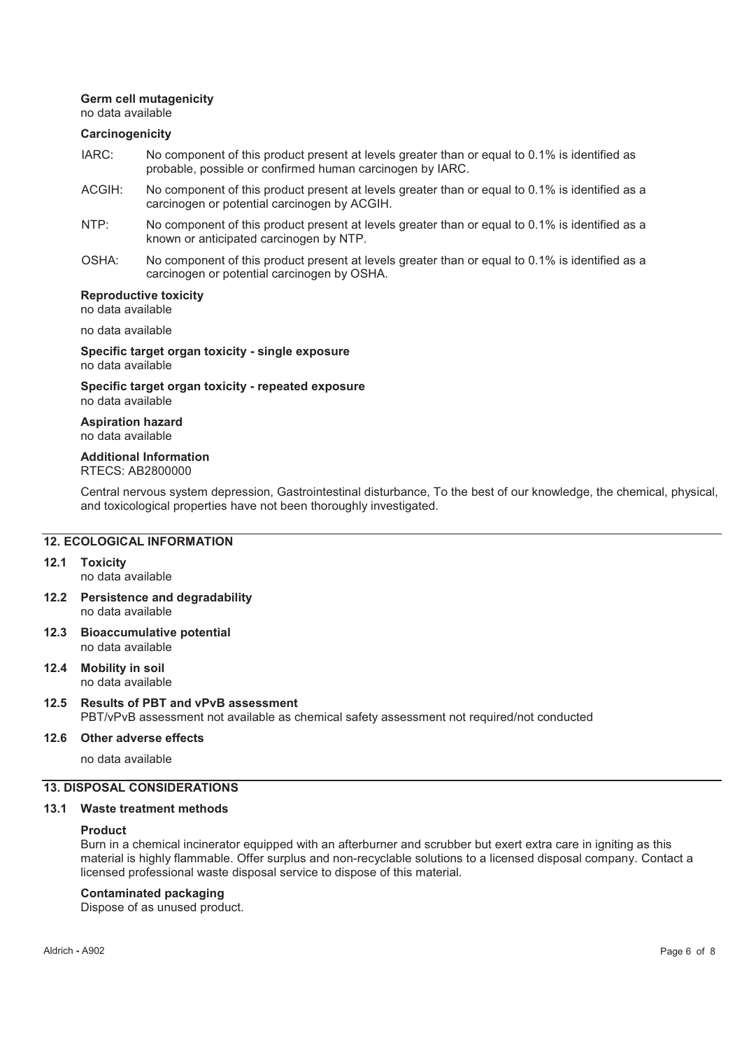**Germ cell mutagenicity**
no data available

**Carcinogenicity**

IARC: No component of this product present at levels greater than or equal to 0.1% is identified as probable, possible or confirmed human carcinogen by IARC.

ACGIH: No component of this product present at levels greater than or equal to 0.1% is identified as a carcinogen or potential carcinogen by ACGIH.

NTP: No component of this product present at levels greater than or equal to 0.1% is identified as a known or anticipated carcinogen by NTP.

OSHA: No component of this product present at levels greater than or equal to 0.1% is identified as a carcinogen or potential carcinogen by OSHA.

**Reproductive toxicity**
no data available

no data available

**Specific target organ toxicity - single exposure**
no data available

**Specific target organ toxicity - repeated exposure**
no data available

**Aspiration hazard**
no data available

**Additional Information**
RTECS: AB2800000

Central nervous system depression, Gastrointestinal disturbance, To the best of our knowledge, the chemical, physical, and toxicological properties have not been thoroughly investigated.

## 12. ECOLOGICAL INFORMATION

### 12.1 Toxicity
no data available

### 12.2 Persistence and degradability
no data available

### 12.3 Bioaccumulative potential
no data available

### 12.4 Mobility in soil
no data available

### 12.5 Results of PBT and vPvB assessment
PBT/vPvB assessment not available as chemical safety assessment not required/not conducted

### 12.6 Other adverse effects

no data available

## 13. DISPOSAL CONSIDERATIONS

### 13.1 Waste treatment methods

**Product**
Burn in a chemical incinerator equipped with an afterburner and scrubber but exert extra care in igniting as this material is highly flammable. Offer surplus and non-recyclable solutions to a licensed disposal company. Contact a licensed professional waste disposal service to dispose of this material.

**Contaminated packaging**
Dispose of as unused product.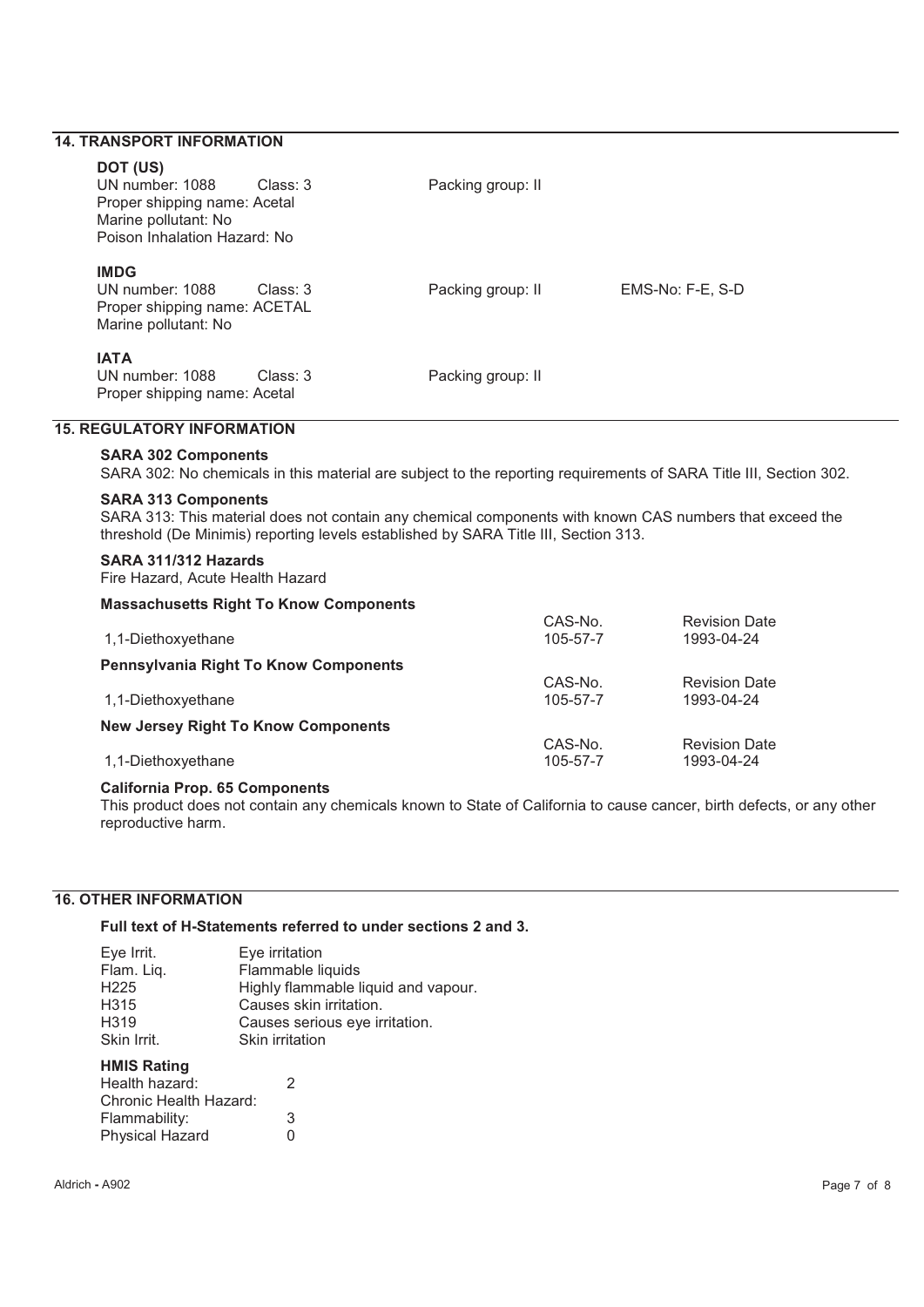## 14. TRANSPORT INFORMATION

**DOT (US)**
UN number: 1088 Class: 3 Packing group: II
Proper shipping name: Acetal
Marine pollutant: No
Poison Inhalation Hazard: No

**IMDG**
UN number: 1088 Class: 3 Packing group: II EMS-No: F-E, S-D
Proper shipping name: ACETAL
Marine pollutant: No

**IATA**
UN number: 1088 Class: 3 Packing group: II
Proper shipping name: Acetal

## 15. REGULATORY INFORMATION

**SARA 302 Components**
SARA 302: No chemicals in this material are subject to the reporting requirements of SARA Title III, Section 302.

**SARA 313 Components**
SARA 313: This material does not contain any chemical components with known CAS numbers that exceed the threshold (De Minimis) reporting levels established by SARA Title III, Section 313.

**SARA 311/312 Hazards**
Fire Hazard, Acute Health Hazard

**Massachusetts Right To Know Components**

| | CAS-No. | Revision Date |
|---|---|---|
| 1,1-Diethoxyethane | 105-57-7 | 1993-04-24 |

**Pennsylvania Right To Know Components**

| | CAS-No. | Revision Date |
|---|---|---|
| 1,1-Diethoxyethane | 105-57-7 | 1993-04-24 |

**New Jersey Right To Know Components**

| | CAS-No. | Revision Date |
|---|---|---|
| 1,1-Diethoxyethane | 105-57-7 | 1993-04-24 |

**California Prop. 65 Components**
This product does not contain any chemicals known to State of California to cause cancer, birth defects, or any other reproductive harm.

## 16. OTHER INFORMATION

**Full text of H-Statements referred to under sections 2 and 3.**

| | |
|---|---|
| Eye Irrit. | Eye irritation |
| Flam. Liq. | Flammable liquids |
| H225 | Highly flammable liquid and vapour. |
| H315 | Causes skin irritation. |
| H319 | Causes serious eye irritation. |
| Skin Irrit. | Skin irritation |

**HMIS Rating**

| | |
|---|---|
| Health hazard: | 2 |
| Chronic Health Hazard: | |
| Flammability: | 3 |
| Physical Hazard | 0 |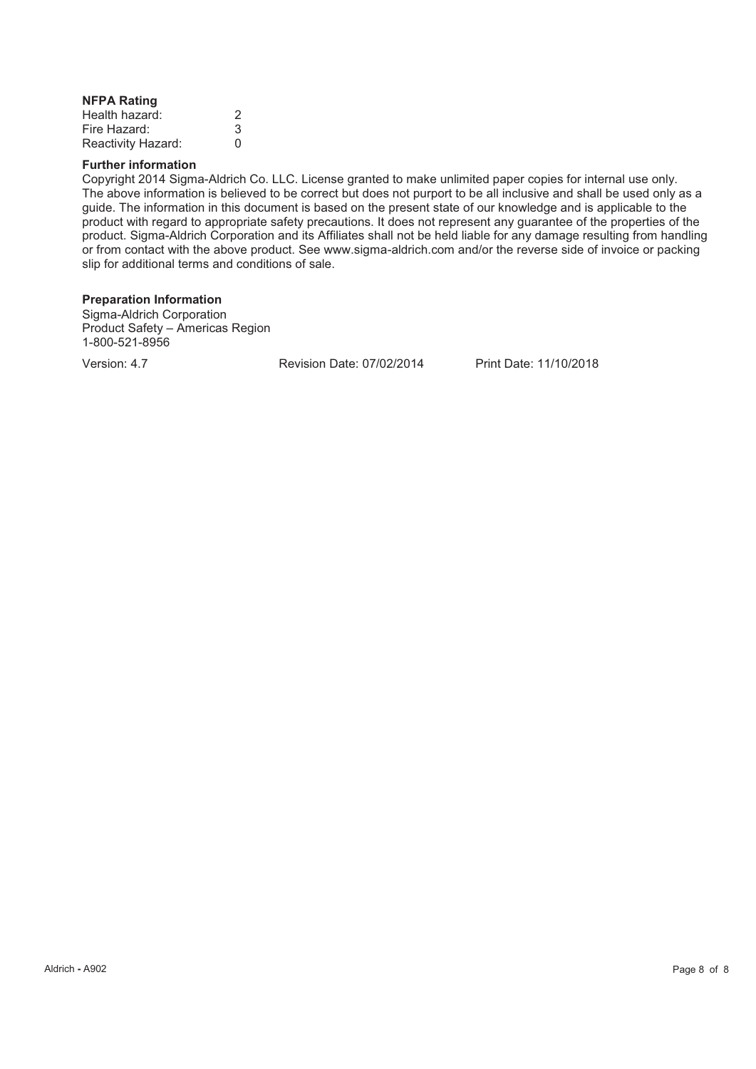**NFPA Rating**

| | |
|---|---|
| Health hazard: | 2 |
| Fire Hazard: | 3 |
| Reactivity Hazard: | 0 |

**Further information**

Copyright 2014 Sigma-Aldrich Co. LLC. License granted to make unlimited paper copies for internal use only.
The above information is believed to be correct but does not purport to be all inclusive and shall be used only as a guide. The information in this document is based on the present state of our knowledge and is applicable to the product with regard to appropriate safety precautions. It does not represent any guarantee of the properties of the product. Sigma-Aldrich Corporation and its Affiliates shall not be held liable for any damage resulting from handling or from contact with the above product. See www.sigma-aldrich.com and/or the reverse side of invoice or packing slip for additional terms and conditions of sale.

**Preparation Information**

Sigma-Aldrich Corporation
Product Safety – Americas Region
1-800-521-8956

Version: 4.7 Revision Date: 07/02/2014 Print Date: 11/10/2018